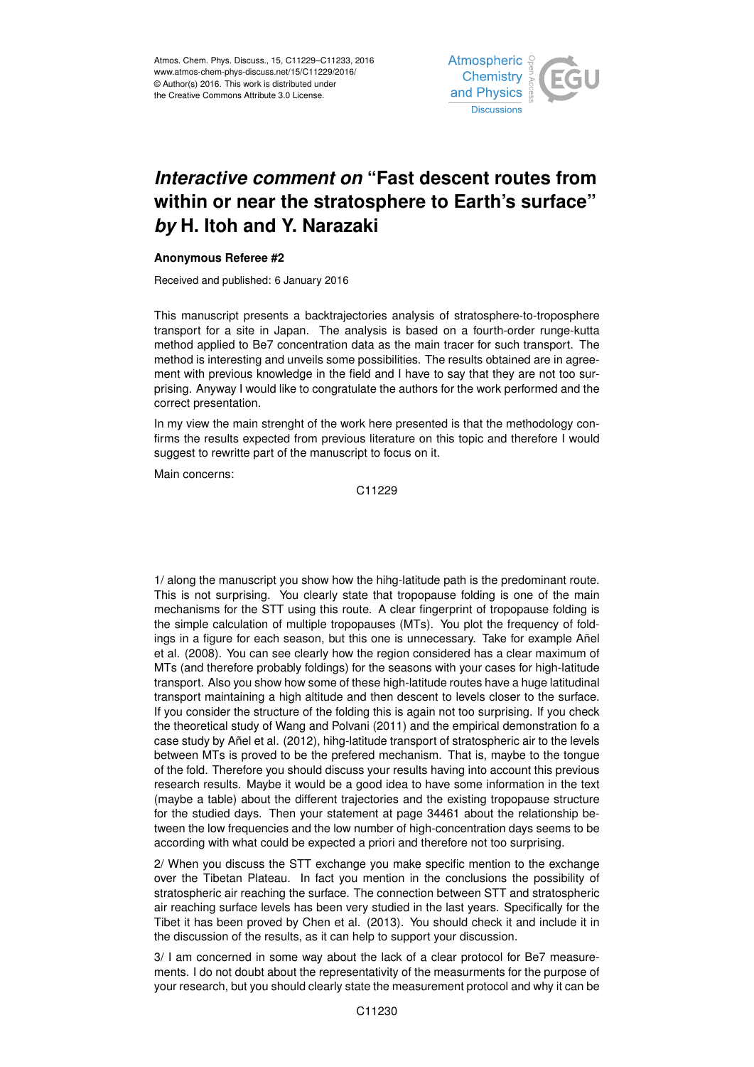# *Interactive comment on* "Fast descent routes from within or near the stratosphere to Earth's surface" *by* H. Itoh and Y. Narazaki

**Anonymous Referee #2**

Received and published: 6 January 2016

This manuscript presents a backtrajectories analysis of stratosphere-to-troposphere transport for a site in Japan. The analysis is based on a fourth-order runge-kutta method applied to Be7 concentration data as the main tracer for such transport. The method is interesting and unveils some possibilities. The results obtained are in agreement with previous knowledge in the field and I have to say that they are not too surprising. Anyway I would like to congratulate the authors for the work performed and the correct presentation.

In my view the main strenght of the work here presented is that the methodology confirms the results expected from previous literature on this topic and therefore I would suggest to rewritte part of the manuscript to focus on it.

Main concerns:

1/ along the manuscript you show how the hihg-latitude path is the predominant route. This is not surprising. You clearly state that tropopause folding is one of the main mechanisms for the STT using this route. A clear fingerprint of tropopause folding is the simple calculation of multiple tropopauses (MTs). You plot the frequency of foldings in a figure for each season, but this one is unnecessary. Take for example Añel et al. (2008). You can see clearly how the region considered has a clear maximum of MTs (and therefore probably foldings) for the seasons with your cases for high-latitude transport. Also you show how some of these high-latitude routes have a huge latitudinal transport maintaining a high altitude and then descent to levels closer to the surface. If you consider the structure of the folding this is again not too surprising. If you check the theoretical study of Wang and Polvani (2011) and the empirical demonstration fo a case study by Añel et al. (2012), hihg-latitude transport of stratospheric air to the levels between MTs is proved to be the prefered mechanism. That is, maybe to the tongue of the fold. Therefore you should discuss your results having into account this previous research results. Maybe it would be a good idea to have some information in the text (maybe a table) about the different trajectories and the existing tropopause structure for the studied days. Then your statement at page 34461 about the relationship between the low frequencies and the low number of high-concentration days seems to be according with what could be expected a priori and therefore not too surprising.

2/ When you discuss the STT exchange you make specific mention to the exchange over the Tibetan Plateau. In fact you mention in the conclusions the possibility of stratospheric air reaching the surface. The connection between STT and stratospheric air reaching surface levels has been very studied in the last years. Specifically for the Tibet it has been proved by Chen et al. (2013). You should check it and include it in the discussion of the results, as it can help to support your discussion.

3/ I am concerned in some way about the lack of a clear protocol for Be7 measurements. I do not doubt about the representativity of the measurments for the purpose of your research, but you should clearly state the measurement protocol and why it can be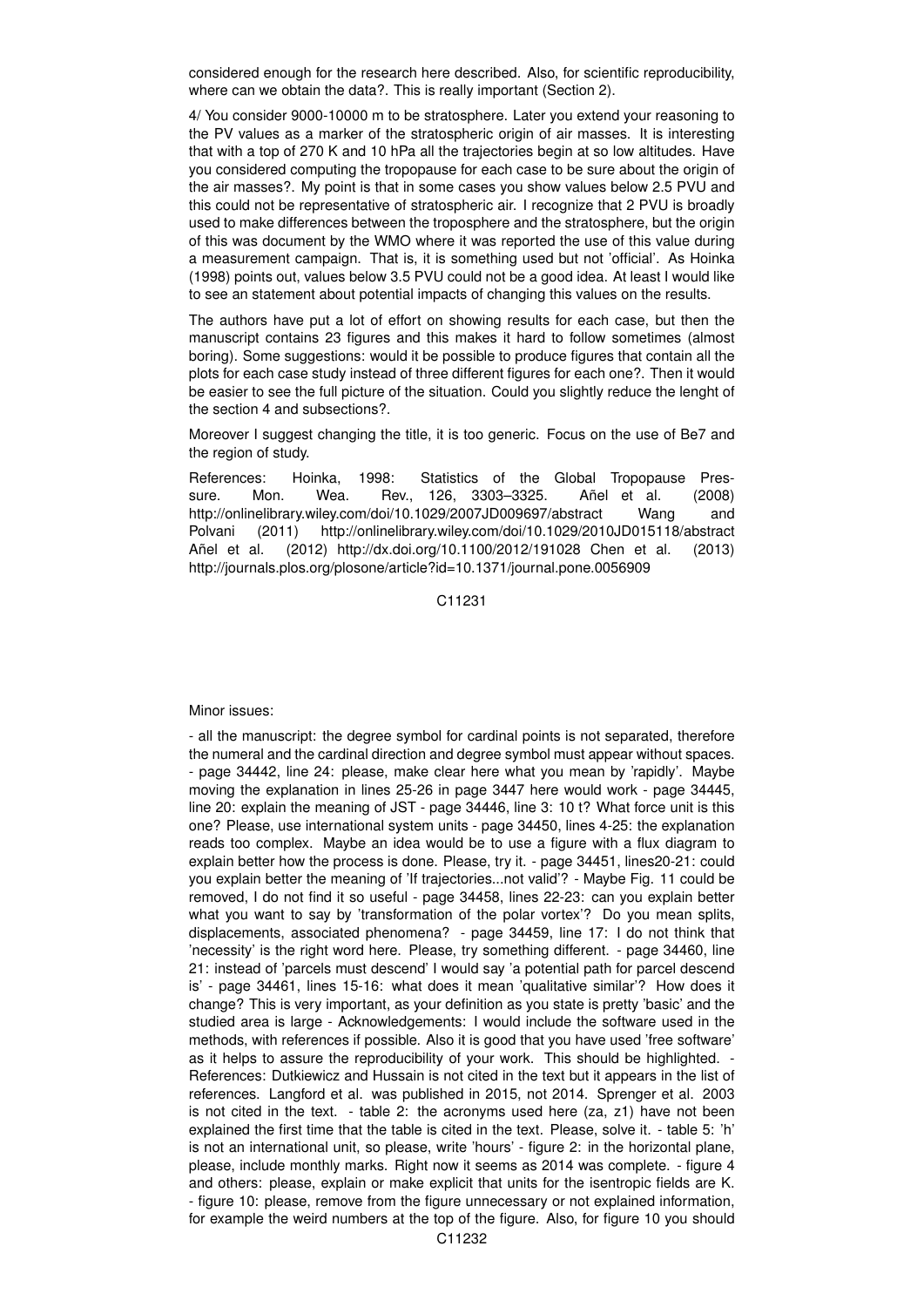considered enough for the research here described. Also, for scientific reproducibility, where can we obtain the data?. This is really important (Section 2).

4/ You consider 9000-10000 m to be stratosphere. Later you extend your reasoning to the PV values as a marker of the stratospheric origin of air masses. It is interesting that with a top of 270 K and 10 hPa all the trajectories begin at so low altitudes. Have you considered computing the tropopause for each case to be sure about the origin of the air masses?. My point is that in some cases you show values below 2.5 PVU and this could not be representative of stratospheric air. I recognize that 2 PVU is broadly used to make differences between the troposphere and the stratosphere, but the origin of this was document by the WMO where it was reported the use of this value during a measurement campaign. That is, it is something used but not 'official'. As Hoinka (1998) points out, values below 3.5 PVU could not be a good idea. At least I would like to see an statement about potential impacts of changing this values on the results.

The authors have put a lot of effort on showing results for each case, but then the manuscript contains 23 figures and this makes it hard to follow sometimes (almost boring). Some suggestions: would it be possible to produce figures that contain all the plots for each case study instead of three different figures for each one?. Then it would be easier to see the full picture of the situation. Could you slightly reduce the lenght of the section 4 and subsections?.

Moreover I suggest changing the title, it is too generic. Focus on the use of Be7 and the region of study.

References: Hoinka, 1998: Statistics of the Global Tropopause Pressure. Mon. Wea. Rev., 126, 3303–3325. Añel et al. (2008) http://onlinelibrary.wiley.com/doi/10.1029/2007JD009697/abstract Wang and Polvani (2011) http://onlinelibrary.wiley.com/doi/10.1029/2010JD015118/abstract Añel et al. (2012) http://dx.doi.org/10.1100/2012/191028 Chen et al. (2013) http://journals.plos.org/plosone/article?id=10.1371/journal.pone.0056909

Minor issues:

- all the manuscript: the degree symbol for cardinal points is not separated, therefore the numeral and the cardinal direction and degree symbol must appear without spaces. - page 34442, line 24: please, make clear here what you mean by 'rapidly'. Maybe moving the explanation in lines 25-26 in page 3447 here would work - page 34445, line 20: explain the meaning of JST - page 34446, line 3: 10 t? What force unit is this one? Please, use international system units - page 34450, lines 4-25: the explanation reads too complex. Maybe an idea would be to use a figure with a flux diagram to explain better how the process is done. Please, try it. - page 34451, lines20-21: could you explain better the meaning of 'If trajectories...not valid'? - Maybe Fig. 11 could be removed, I do not find it so useful - page 34458, lines 22-23: can you explain better what you want to say by 'transformation of the polar vortex'? Do you mean splits, displacements, associated phenomena? - page 34459, line 17: I do not think that 'necessity' is the right word here. Please, try something different. - page 34460, line 21: instead of 'parcels must descend' I would say 'a potential path for parcel descend is' - page 34461, lines 15-16: what does it mean 'qualitative similar'? How does it change? This is very important, as your definition as you state is pretty 'basic' and the studied area is large - Acknowledgements: I would include the software used in the methods, with references if possible. Also it is good that you have used 'free software' as it helps to assure the reproducibility of your work. This should be highlighted. - References: Dutkiewicz and Hussain is not cited in the text but it appears in the list of references. Langford et al. was published in 2015, not 2014. Sprenger et al. 2003 is not cited in the text. - table 2: the acronyms used here (za, z1) have not been explained the first time that the table is cited in the text. Please, solve it. - table 5: 'h' is not an international unit, so please, write 'hours' - figure 2: in the horizontal plane, please, include monthly marks. Right now it seems as 2014 was complete. - figure 4 and others: please, explain or make explicit that units for the isentropic fields are K. - figure 10: please, remove from the figure unnecessary or not explained information, for example the weird numbers at the top of the figure. Also, for figure 10 you should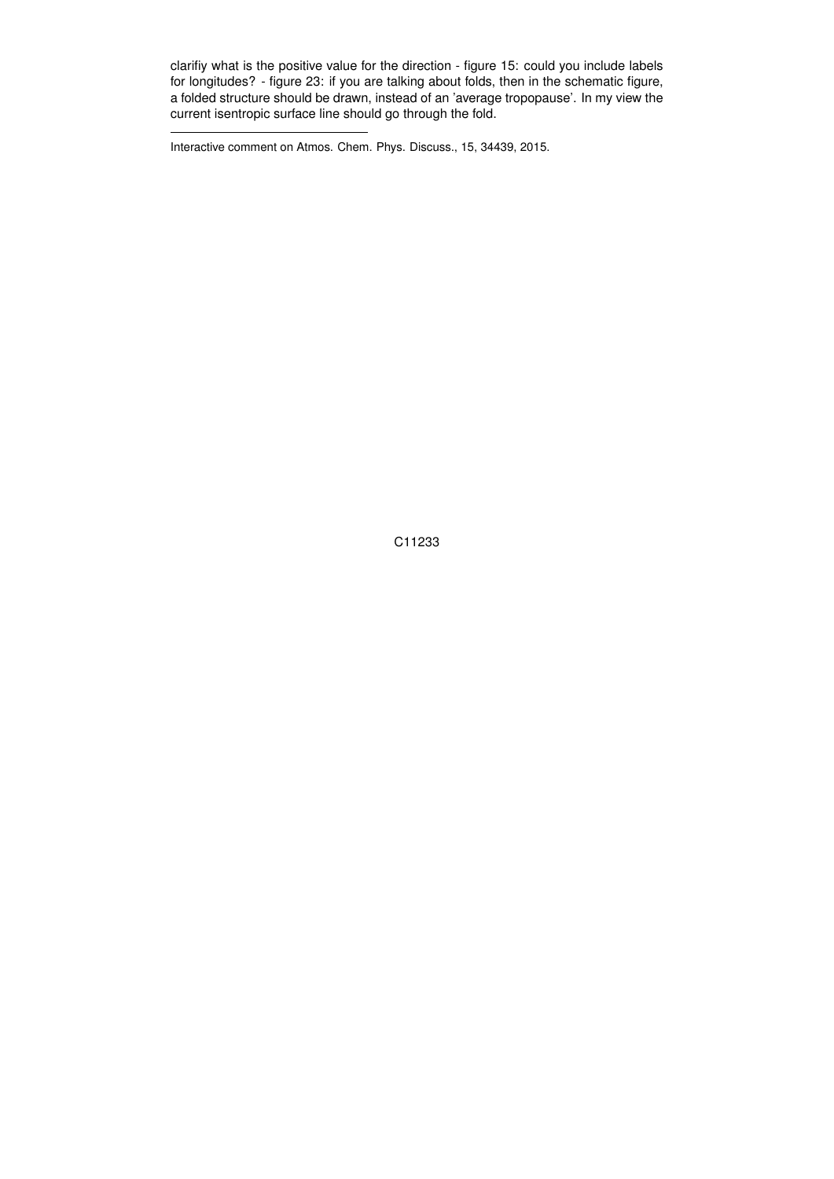clarifiy what is the positive value for the direction - figure 15: could you include labels for longitudes? - figure 23: if you are talking about folds, then in the schematic figure, a folded structure should be drawn, instead of an 'average tropopause'. In my view the current isentropic surface line should go through the fold.

---

Interactive comment on Atmos. Chem. Phys. Discuss., 15, 34439, 2015.